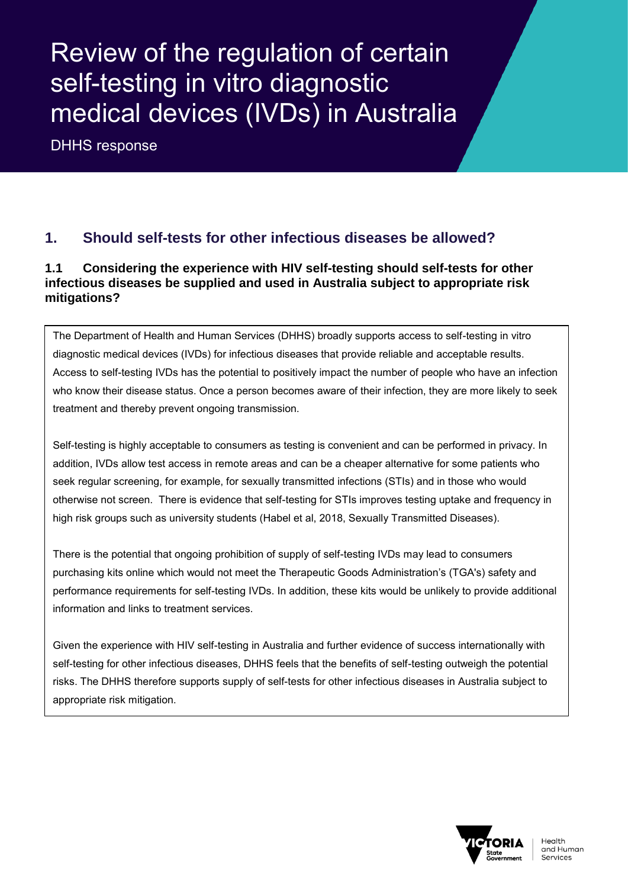# Review of the regulation of certain self-testing in vitro diagnostic medical devices (IVDs) in Australia

DHHS response

## 1. Should self-tests for other infectious diseases be allowed?

### 1.1 Considering the experience with HIV self-testing should self-tests for other infectious diseases be supplied and used in Australia subject to appropriate risk mitigations?

The Department of Health and Human Services (DHHS) broadly supports access to self-testing in vitro diagnostic medical devices (IVDs) for infectious diseases that provide reliable and acceptable results. Access to self-testing IVDs has the potential to positively impact the number of people who have an infection who know their disease status. Once a person becomes aware of their infection, they are more likely to seek treatment and thereby prevent ongoing transmission.

Self-testing is highly acceptable to consumers as testing is convenient and can be performed in privacy. In addition, IVDs allow test access in remote areas and can be a cheaper alternative for some patients who seek regular screening, for example, for sexually transmitted infections (STIs) and in those who would otherwise not screen. There is evidence that self-testing for STIs improves testing uptake and frequency in high risk groups such as university students (Habel et al, 2018, Sexually Transmitted Diseases).

There is the potential that ongoing prohibition of supply of self-testing IVDs may lead to consumers purchasing kits online which would not meet the Therapeutic Goods Administration's (TGA's) safety and performance requirements for self-testing IVDs. In addition, these kits would be unlikely to provide additional information and links to treatment services.

Given the experience with HIV self-testing in Australia and further evidence of success internationally with self-testing for other infectious diseases, DHHS feels that the benefits of self-testing outweigh the potential risks. The DHHS therefore supports supply of self-tests for other infectious diseases in Australia subject to appropriate risk mitigation.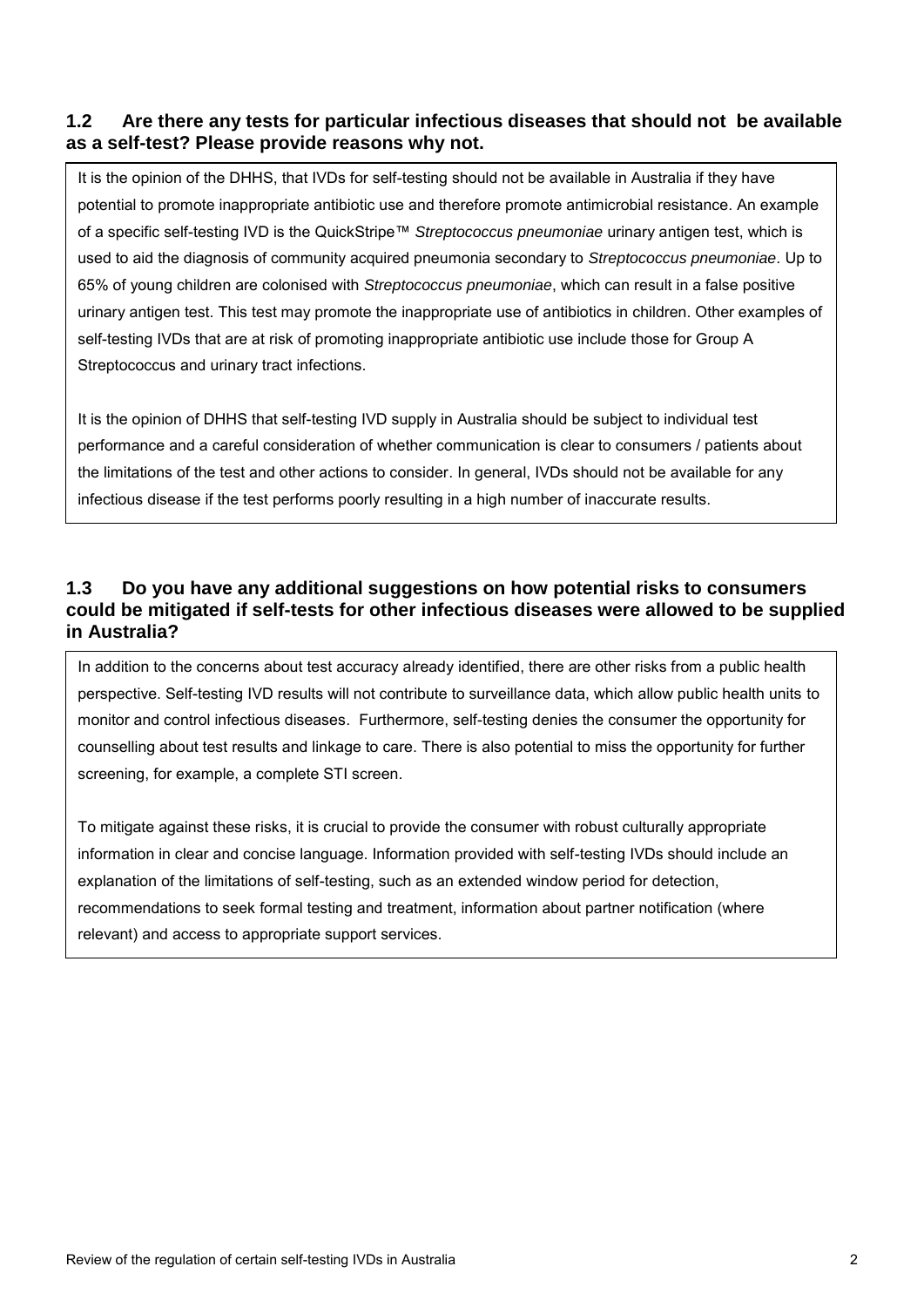### 1.2 Are there any tests for particular infectious diseases that should not be available as a self-test? Please provide reasons why not.

It is the opinion of the DHHS, that IVDs for self-testing should not be available in Australia if they have potential to promote inappropriate antibiotic use and therefore promote antimicrobial resistance. An example of a specific self-testing IVD is the QuickStripe™ *Streptococcus pneumoniae* urinary antigen test, which is used to aid the diagnosis of community acquired pneumonia secondary to *Streptococcus pneumoniae*. Up to 65% of young children are colonised with *Streptococcus pneumoniae*, which can result in a false positive urinary antigen test. This test may promote the inappropriate use of antibiotics in children. Other examples of self-testing IVDs that are at risk of promoting inappropriate antibiotic use include those for Group A Streptococcus and urinary tract infections.

It is the opinion of DHHS that self-testing IVD supply in Australia should be subject to individual test performance and a careful consideration of whether communication is clear to consumers / patients about the limitations of the test and other actions to consider. In general, IVDs should not be available for any infectious disease if the test performs poorly resulting in a high number of inaccurate results.

### 1.3 Do you have any additional suggestions on how potential risks to consumers could be mitigated if self-tests for other infectious diseases were allowed to be supplied in Australia?

In addition to the concerns about test accuracy already identified, there are other risks from a public health perspective. Self-testing IVD results will not contribute to surveillance data, which allow public health units to monitor and control infectious diseases. Furthermore, self-testing denies the consumer the opportunity for counselling about test results and linkage to care. There is also potential to miss the opportunity for further screening, for example, a complete STI screen.

To mitigate against these risks, it is crucial to provide the consumer with robust culturally appropriate information in clear and concise language. Information provided with self-testing IVDs should include an explanation of the limitations of self-testing, such as an extended window period for detection, recommendations to seek formal testing and treatment, information about partner notification (where relevant) and access to appropriate support services.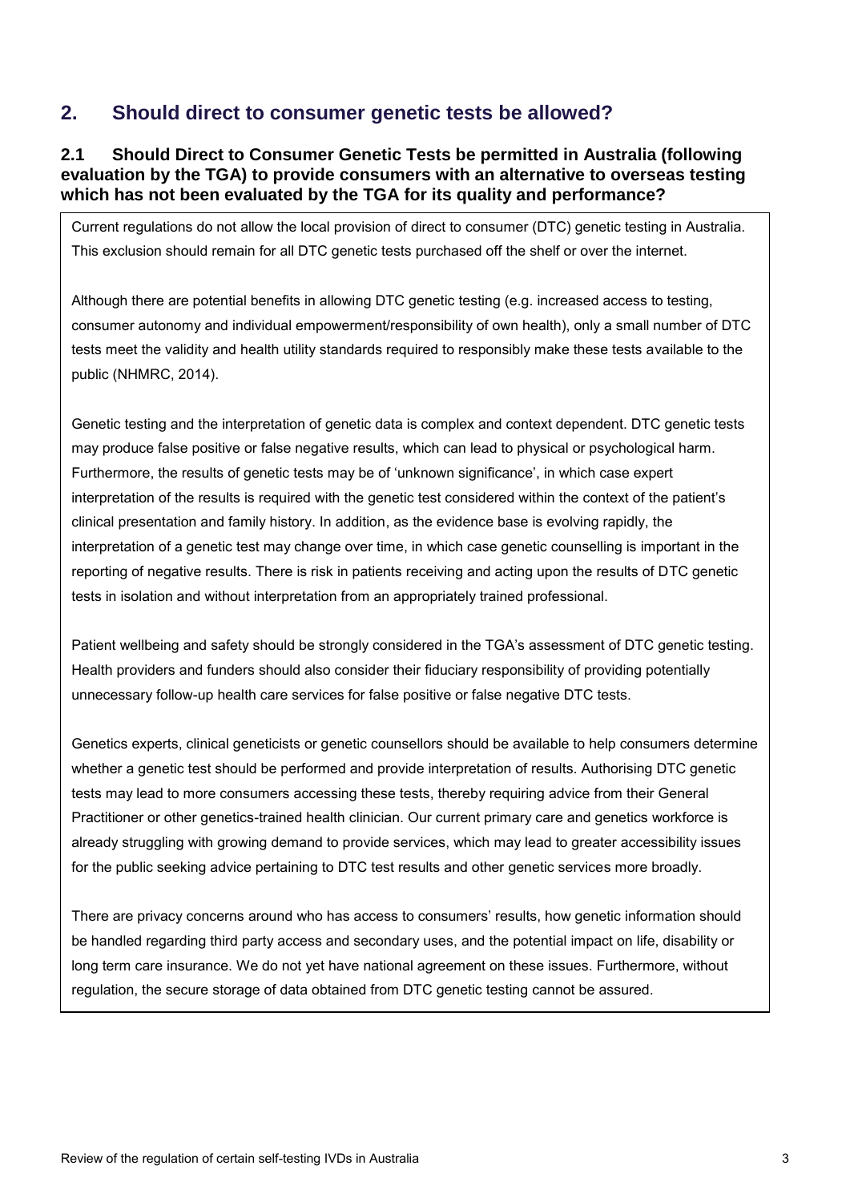## 2. Should direct to consumer genetic tests be allowed?

### 2.1 Should Direct to Consumer Genetic Tests be permitted in Australia (following evaluation by the TGA) to provide consumers with an alternative to overseas testing which has not been evaluated by the TGA for its quality and performance?

Current regulations do not allow the local provision of direct to consumer (DTC) genetic testing in Australia. This exclusion should remain for all DTC genetic tests purchased off the shelf or over the internet.

Although there are potential benefits in allowing DTC genetic testing (e.g. increased access to testing, consumer autonomy and individual empowerment/responsibility of own health), only a small number of DTC tests meet the validity and health utility standards required to responsibly make these tests available to the public (NHMRC, 2014).

Genetic testing and the interpretation of genetic data is complex and context dependent. DTC genetic tests may produce false positive or false negative results, which can lead to physical or psychological harm. Furthermore, the results of genetic tests may be of 'unknown significance', in which case expert interpretation of the results is required with the genetic test considered within the context of the patient's clinical presentation and family history. In addition, as the evidence base is evolving rapidly, the interpretation of a genetic test may change over time, in which case genetic counselling is important in the reporting of negative results. There is risk in patients receiving and acting upon the results of DTC genetic tests in isolation and without interpretation from an appropriately trained professional.

Patient wellbeing and safety should be strongly considered in the TGA's assessment of DTC genetic testing. Health providers and funders should also consider their fiduciary responsibility of providing potentially unnecessary follow-up health care services for false positive or false negative DTC tests.

Genetics experts, clinical geneticists or genetic counsellors should be available to help consumers determine whether a genetic test should be performed and provide interpretation of results. Authorising DTC genetic tests may lead to more consumers accessing these tests, thereby requiring advice from their General Practitioner or other genetics-trained health clinician. Our current primary care and genetics workforce is already struggling with growing demand to provide services, which may lead to greater accessibility issues for the public seeking advice pertaining to DTC test results and other genetic services more broadly.

There are privacy concerns around who has access to consumers' results, how genetic information should be handled regarding third party access and secondary uses, and the potential impact on life, disability or long term care insurance. We do not yet have national agreement on these issues. Furthermore, without regulation, the secure storage of data obtained from DTC genetic testing cannot be assured.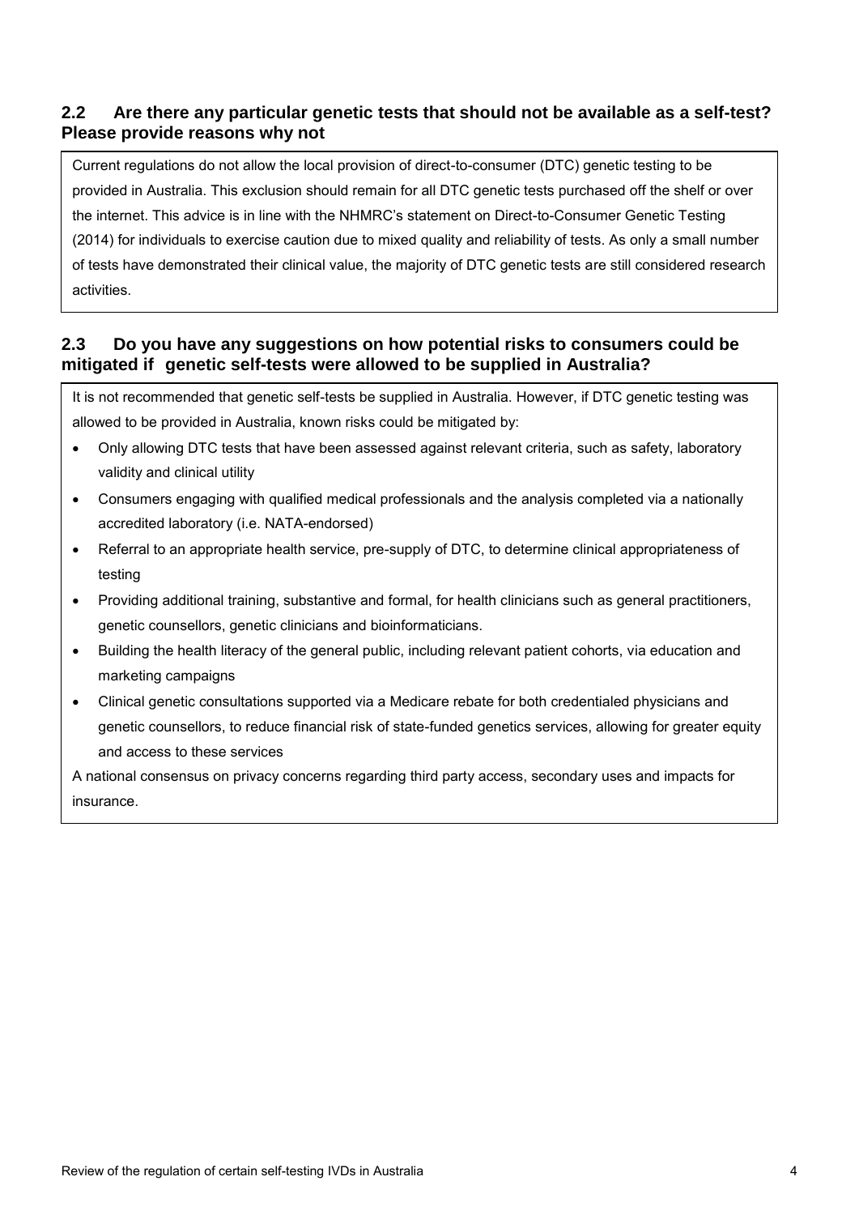## 2.2 Are there any particular genetic tests that should not be available as a self-test? Please provide reasons why not

Current regulations do not allow the local provision of direct-to-consumer (DTC) genetic testing to be provided in Australia. This exclusion should remain for all DTC genetic tests purchased off the shelf or over the internet. This advice is in line with the NHMRC's statement on Direct-to-Consumer Genetic Testing (2014) for individuals to exercise caution due to mixed quality and reliability of tests. As only a small number of tests have demonstrated their clinical value, the majority of DTC genetic tests are still considered research activities.

## 2.3 Do you have any suggestions on how potential risks to consumers could be mitigated if genetic self-tests were allowed to be supplied in Australia?

It is not recommended that genetic self-tests be supplied in Australia. However, if DTC genetic testing was allowed to be provided in Australia, known risks could be mitigated by:

- Only allowing DTC tests that have been assessed against relevant criteria, such as safety, laboratory validity and clinical utility
- Consumers engaging with qualified medical professionals and the analysis completed via a nationally accredited laboratory (i.e. NATA-endorsed)
- Referral to an appropriate health service, pre-supply of DTC, to determine clinical appropriateness of testing
- Providing additional training, substantive and formal, for health clinicians such as general practitioners, genetic counsellors, genetic clinicians and bioinformaticians.
- Building the health literacy of the general public, including relevant patient cohorts, via education and marketing campaigns
- Clinical genetic consultations supported via a Medicare rebate for both credentialed physicians and genetic counsellors, to reduce financial risk of state-funded genetics services, allowing for greater equity and access to these services

A national consensus on privacy concerns regarding third party access, secondary uses and impacts for insurance.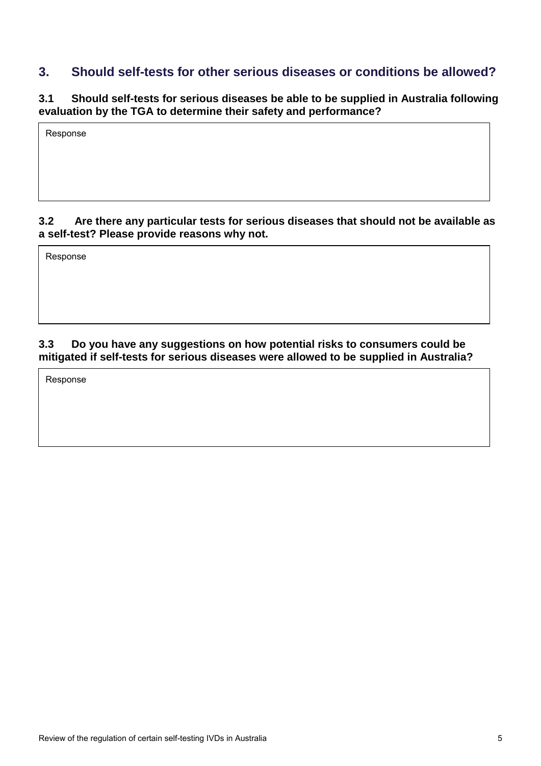## 3. Should self-tests for other serious diseases or conditions be allowed?

### 3.1 Should self-tests for serious diseases be able to be supplied in Australia following evaluation by the TGA to determine their safety and performance?

| |
|---|
| Response |

### 3.2 Are there any particular tests for serious diseases that should not be available as a self-test? Please provide reasons why not.

| |
|---|
| Response |

### 3.3 Do you have any suggestions on how potential risks to consumers could be mitigated if self-tests for serious diseases were allowed to be supplied in Australia?

| |
|---|
| Response |